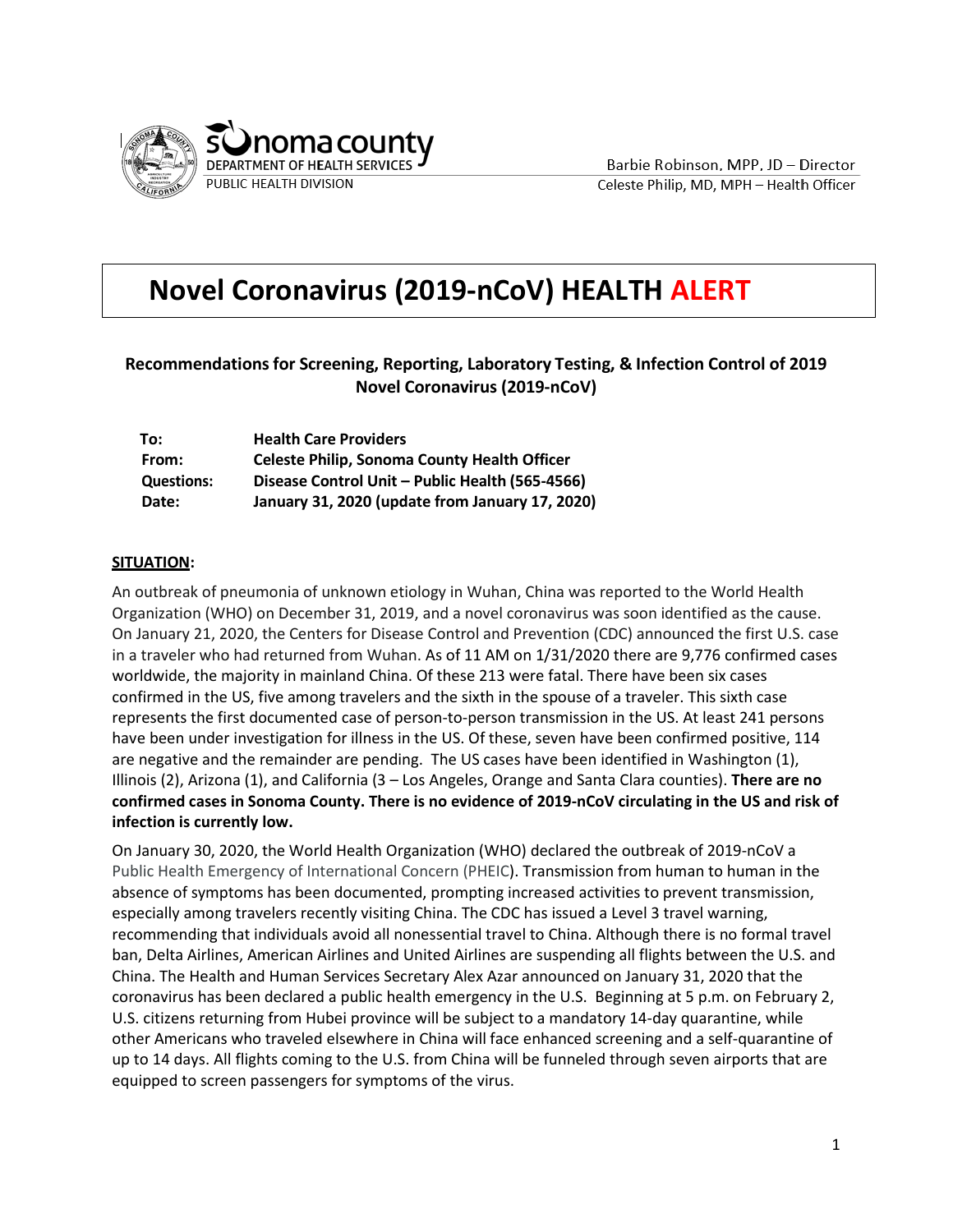sonoma county
DEPARTMENT OF HEALTH SERVICES
PUBLIC HEALTH DIVISION

Barbie Robinson, MPP, JD – Director
Celeste Philip, MD, MPH – Health Officer

# Novel Coronavirus (2019-nCoV) HEALTH ALERT

### Recommendations for Screening, Reporting, Laboratory Testing, & Infection Control of 2019 Novel Coronavirus (2019-nCoV)

| | |
|---|---|
| **To:** | **Health Care Providers** |
| **From:** | **Celeste Philip, Sonoma County Health Officer** |
| **Questions:** | **Disease Control Unit – Public Health (565-4566)** |
| **Date:** | **January 31, 2020 (update from January 17, 2020)** |

**SITUATION:**

An outbreak of pneumonia of unknown etiology in Wuhan, China was reported to the World Health Organization (WHO) on December 31, 2019, and a novel coronavirus was soon identified as the cause. On January 21, 2020, the Centers for Disease Control and Prevention (CDC) announced the first U.S. case in a traveler who had returned from Wuhan. As of 11 AM on 1/31/2020 there are 9,776 confirmed cases worldwide, the majority in mainland China. Of these 213 were fatal. There have been six cases confirmed in the US, five among travelers and the sixth in the spouse of a traveler. This sixth case represents the first documented case of person-to-person transmission in the US. At least 241 persons have been under investigation for illness in the US. Of these, seven have been confirmed positive, 114 are negative and the remainder are pending. The US cases have been identified in Washington (1), Illinois (2), Arizona (1), and California (3 – Los Angeles, Orange and Santa Clara counties). **There are no confirmed cases in Sonoma County. There is no evidence of 2019-nCoV circulating in the US and risk of infection is currently low.**

On January 30, 2020, the World Health Organization (WHO) declared the outbreak of 2019-nCoV a Public Health Emergency of International Concern (PHEIC). Transmission from human to human in the absence of symptoms has been documented, prompting increased activities to prevent transmission, especially among travelers recently visiting China. The CDC has issued a Level 3 travel warning, recommending that individuals avoid all nonessential travel to China. Although there is no formal travel ban, Delta Airlines, American Airlines and United Airlines are suspending all flights between the U.S. and China. The Health and Human Services Secretary Alex Azar announced on January 31, 2020 that the coronavirus has been declared a public health emergency in the U.S. Beginning at 5 p.m. on February 2, U.S. citizens returning from Hubei province will be subject to a mandatory 14-day quarantine, while other Americans who traveled elsewhere in China will face enhanced screening and a self-quarantine of up to 14 days. All flights coming to the U.S. from China will be funneled through seven airports that are equipped to screen passengers for symptoms of the virus.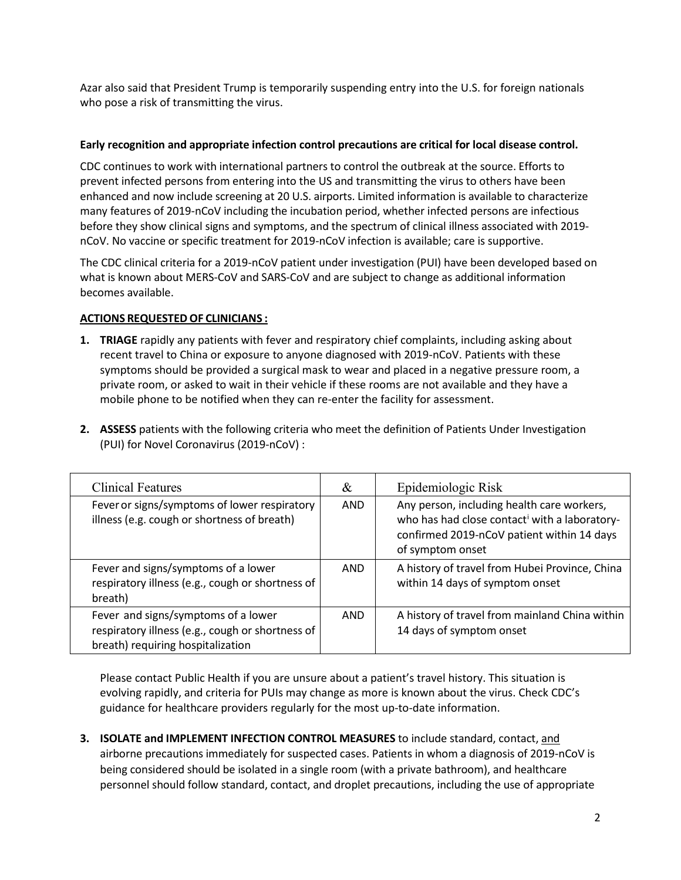Azar also said that President Trump is temporarily suspending entry into the U.S. for foreign nationals who pose a risk of transmitting the virus.

**Early recognition and appropriate infection control precautions are critical for local disease control.**

CDC continues to work with international partners to control the outbreak at the source. Efforts to prevent infected persons from entering into the US and transmitting the virus to others have been enhanced and now include screening at 20 U.S. airports. Limited information is available to characterize many features of 2019-nCoV including the incubation period, whether infected persons are infectious before they show clinical signs and symptoms, and the spectrum of clinical illness associated with 2019-nCoV. No vaccine or specific treatment for 2019-nCoV infection is available; care is supportive.

The CDC clinical criteria for a 2019-nCoV patient under investigation (PUI) have been developed based on what is known about MERS-CoV and SARS-CoV and are subject to change as additional information becomes available.

**ACTIONS REQUESTED OF CLINICIANS :**

1. **TRIAGE** rapidly any patients with fever and respiratory chief complaints, including asking about recent travel to China or exposure to anyone diagnosed with 2019-nCoV. Patients with these symptoms should be provided a surgical mask to wear and placed in a negative pressure room, a private room, or asked to wait in their vehicle if these rooms are not available and they have a mobile phone to be notified when they can re-enter the facility for assessment.

2. **ASSESS** patients with the following criteria who meet the definition of Patients Under Investigation (PUI) for Novel Coronavirus (2019-nCoV) :

| Clinical Features | & | Epidemiologic Risk |
|---|---|---|
| Fever or signs/symptoms of lower respiratory illness (e.g. cough or shortness of breath) | AND | Any person, including health care workers, who has had close contact[i] with a laboratory-confirmed 2019-nCoV patient within 14 days of symptom onset |
| Fever and signs/symptoms of a lower respiratory illness (e.g., cough or shortness of breath) | AND | A history of travel from Hubei Province, China within 14 days of symptom onset |
| Fever and signs/symptoms of a lower respiratory illness (e.g., cough or shortness of breath) requiring hospitalization | AND | A history of travel from mainland China within 14 days of symptom onset |

Please contact Public Health if you are unsure about a patient's travel history. This situation is evolving rapidly, and criteria for PUIs may change as more is known about the virus. Check CDC's guidance for healthcare providers regularly for the most up-to-date information.

3. **ISOLATE and IMPLEMENT INFECTION CONTROL MEASURES** to include standard, contact, and airborne precautions immediately for suspected cases. Patients in whom a diagnosis of 2019-nCoV is being considered should be isolated in a single room (with a private bathroom), and healthcare personnel should follow standard, contact, and droplet precautions, including the use of appropriate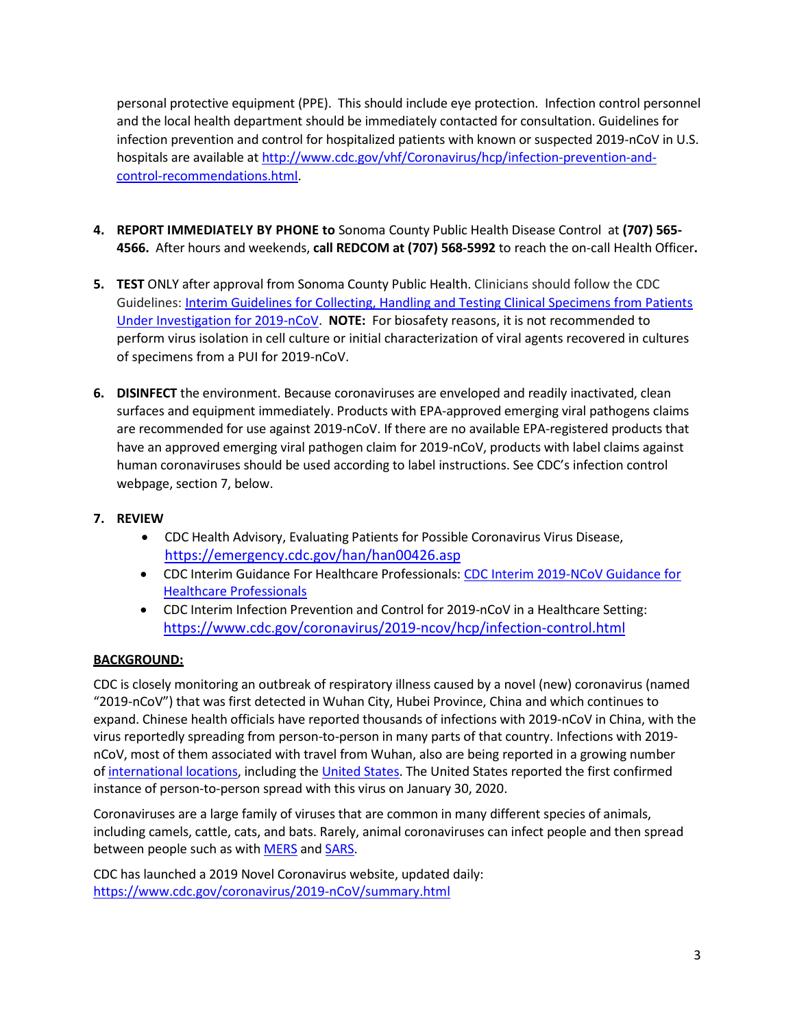personal protective equipment (PPE). This should include eye protection. Infection control personnel and the local health department should be immediately contacted for consultation. Guidelines for infection prevention and control for hospitalized patients with known or suspected 2019-nCoV in U.S. hospitals are available at [http://www.cdc.gov/vhf/Coronavirus/hcp/infection-prevention-and-control-recommendations.html](http://www.cdc.gov/vhf/Coronavirus/hcp/infection-prevention-and-control-recommendations.html).

4. **REPORT IMMEDIATELY BY PHONE to** Sonoma County Public Health Disease Control at **(707) 565-4566.** After hours and weekends, **call REDCOM at (707) 568-5992** to reach the on-call Health Officer**.**

5. **TEST** ONLY after approval from Sonoma County Public Health. Clinicians should follow the CDC Guidelines: Interim Guidelines for Collecting, Handling and Testing Clinical Specimens from Patients Under Investigation for 2019-nCoV. **NOTE:** For biosafety reasons, it is not recommended to perform virus isolation in cell culture or initial characterization of viral agents recovered in cultures of specimens from a PUI for 2019-nCoV.

6. **DISINFECT** the environment. Because coronaviruses are enveloped and readily inactivated, clean surfaces and equipment immediately. Products with EPA-approved emerging viral pathogens claims are recommended for use against 2019-nCoV. If there are no available EPA-registered products that have an approved emerging viral pathogen claim for 2019-nCoV, products with label claims against human coronaviruses should be used according to label instructions. See CDC's infection control webpage, section 7, below.

7. **REVIEW**
   - CDC Health Advisory, Evaluating Patients for Possible Coronavirus Virus Disease, [https://emergency.cdc.gov/han/han00426.asp](https://emergency.cdc.gov/han/han00426.asp)
   - CDC Interim Guidance For Healthcare Professionals: CDC Interim 2019-NCoV Guidance for Healthcare Professionals
   - CDC Interim Infection Prevention and Control for 2019-nCoV in a Healthcare Setting: [https://www.cdc.gov/coronavirus/2019-ncov/hcp/infection-control.html](https://www.cdc.gov/coronavirus/2019-ncov/hcp/infection-control.html)

**BACKGROUND:**

CDC is closely monitoring an outbreak of respiratory illness caused by a novel (new) coronavirus (named "2019-nCoV") that was first detected in Wuhan City, Hubei Province, China and which continues to expand. Chinese health officials have reported thousands of infections with 2019-nCoV in China, with the virus reportedly spreading from person-to-person in many parts of that country. Infections with 2019-nCoV, most of them associated with travel from Wuhan, also are being reported in a growing number of international locations, including the United States. The United States reported the first confirmed instance of person-to-person spread with this virus on January 30, 2020.

Coronaviruses are a large family of viruses that are common in many different species of animals, including camels, cattle, cats, and bats. Rarely, animal coronaviruses can infect people and then spread between people such as with MERS and SARS.

CDC has launched a 2019 Novel Coronavirus website, updated daily:
[https://www.cdc.gov/coronavirus/2019-nCoV/summary.html](https://www.cdc.gov/coronavirus/2019-nCoV/summary.html)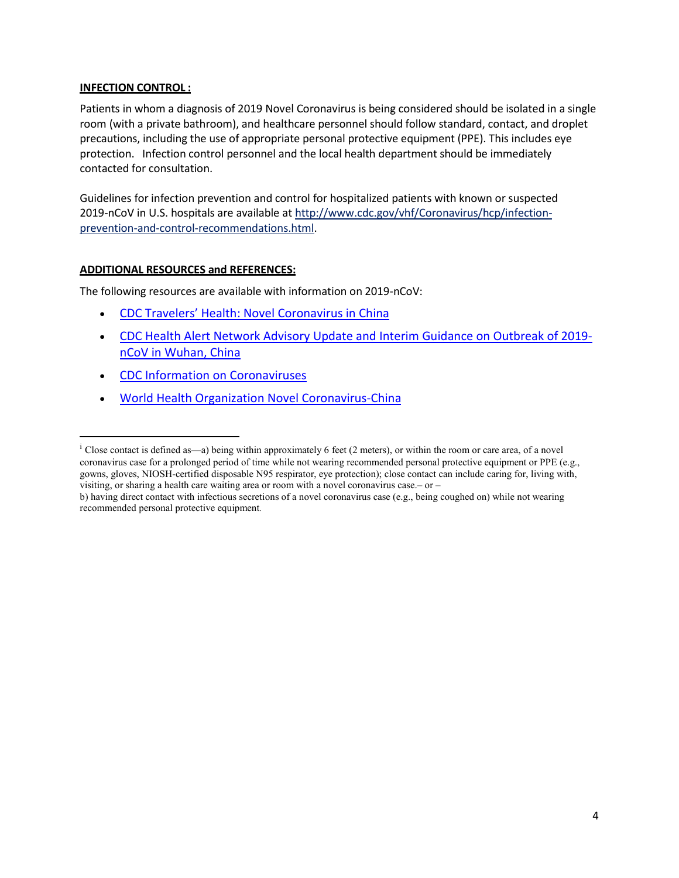**INFECTION CONTROL :**

Patients in whom a diagnosis of 2019 Novel Coronavirus is being considered should be isolated in a single room (with a private bathroom), and healthcare personnel should follow standard, contact, and droplet precautions, including the use of appropriate personal protective equipment (PPE). This includes eye protection. Infection control personnel and the local health department should be immediately contacted for consultation.

Guidelines for infection prevention and control for hospitalized patients with known or suspected 2019-nCoV in U.S. hospitals are available at [http://www.cdc.gov/vhf/Coronavirus/hcp/infection-prevention-and-control-recommendations.html](http://www.cdc.gov/vhf/Coronavirus/hcp/infection-prevention-and-control-recommendations.html).

**ADDITIONAL RESOURCES and REFERENCES:**

The following resources are available with information on 2019-nCoV:

- CDC Travelers' Health: Novel Coronavirus in China
- CDC Health Alert Network Advisory Update and Interim Guidance on Outbreak of 2019-nCoV in Wuhan, China
- CDC Information on Coronaviruses
- World Health Organization Novel Coronavirus-China

---

[i] Close contact is defined as—a) being within approximately 6 feet (2 meters), or within the room or care area, of a novel coronavirus case for a prolonged period of time while not wearing recommended personal protective equipment or PPE (e.g., gowns, gloves, NIOSH-certified disposable N95 respirator, eye protection); close contact can include caring for, living with, visiting, or sharing a health care waiting area or room with a novel coronavirus case.– or –

b) having direct contact with infectious secretions of a novel coronavirus case (e.g., being coughed on) while not wearing recommended personal protective equipment.